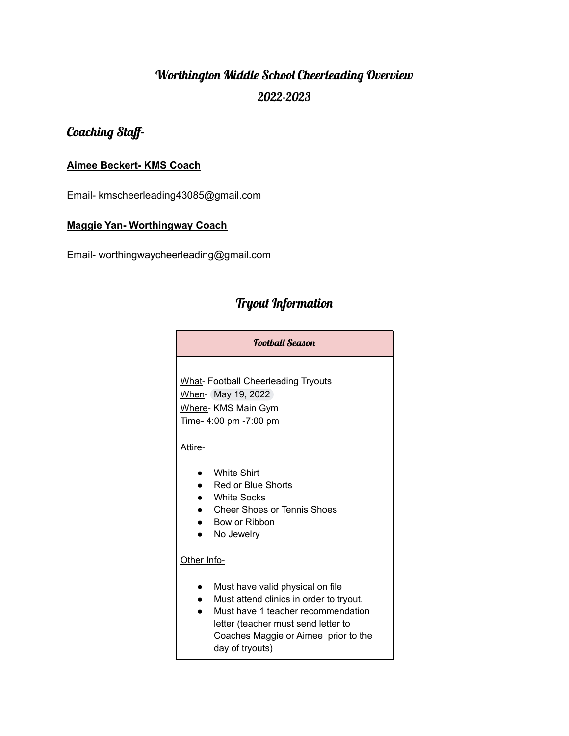# Worthington Middle School Cheerleading Overview
# 2022-2023

## Coaching Staff-

**Aimee Beckert- KMS Coach**

Email- kmscheerleading43085@gmail.com

**Maggie Yan- Worthingway Coach**

Email- worthingwaycheerleading@gmail.com

## Tryout Information

| Football Season |
| --- |
| What- Football Cheerleading Tryouts<br>When- May 19, 2022<br>Where- KMS Main Gym<br>Time- 4:00 pm -7:00 pm<br><br>Attire-<br>• White Shirt<br>• Red or Blue Shorts<br>• White Socks<br>• Cheer Shoes or Tennis Shoes<br>• Bow or Ribbon<br>• No Jewelry<br><br>Other Info-<br>• Must have valid physical on file<br>• Must attend clinics in order to tryout.<br>• Must have 1 teacher recommendation letter (teacher must send letter to Coaches Maggie or Aimee prior to the day of tryouts) |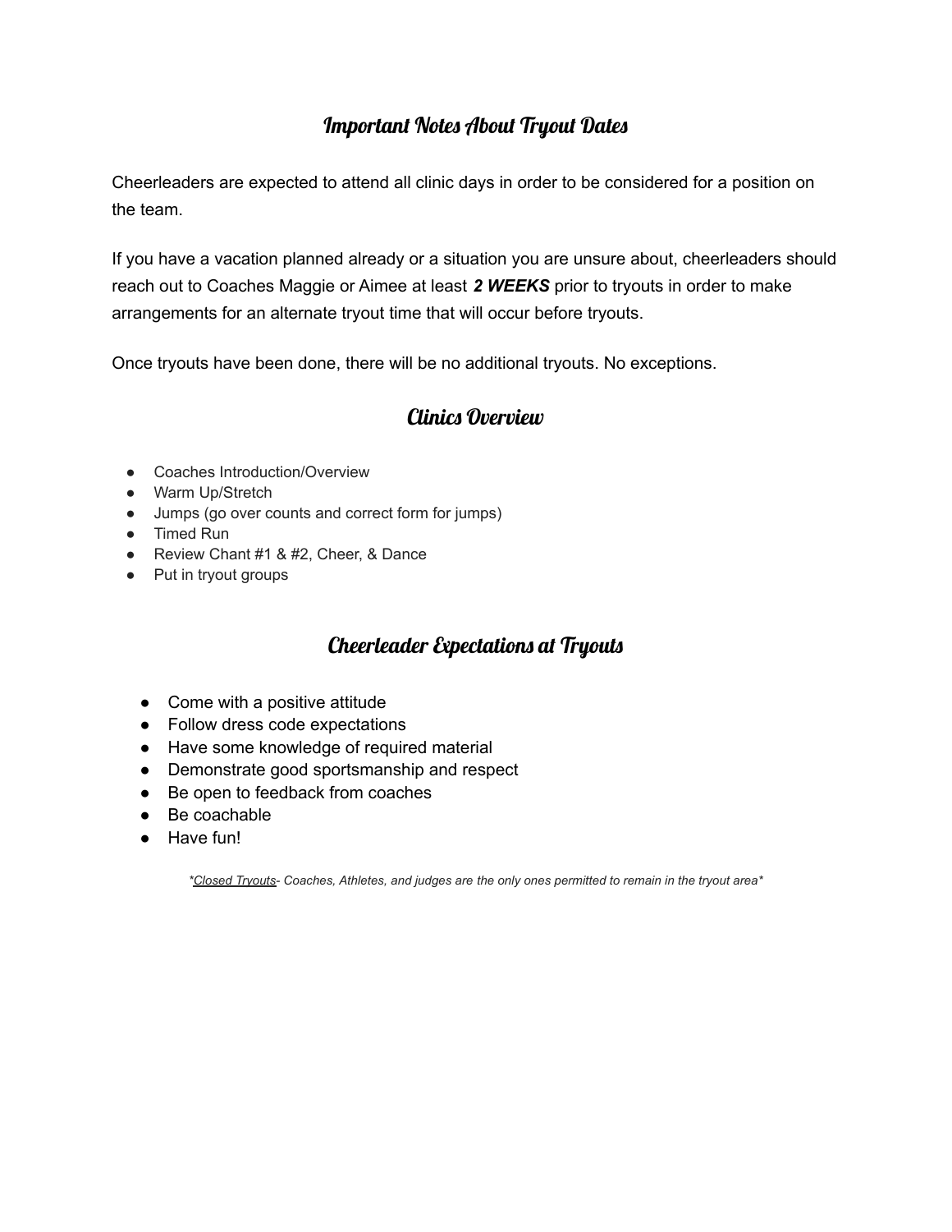## Important Notes About Tryout Dates

Cheerleaders are expected to attend all clinic days in order to be considered for a position on the team.

If you have a vacation planned already or a situation you are unsure about, cheerleaders should reach out to Coaches Maggie or Aimee at least ***2 WEEKS*** prior to tryouts in order to make arrangements for an alternate tryout time that will occur before tryouts.

Once tryouts have been done, there will be no additional tryouts. No exceptions.

## Clinics Overview

- Coaches Introduction/Overview
- Warm Up/Stretch
- Jumps (go over counts and correct form for jumps)
- Timed Run
- Review Chant #1 & #2, Cheer, & Dance
- Put in tryout groups

## Cheerleader Expectations at Tryouts

- Come with a positive attitude
- Follow dress code expectations
- Have some knowledge of required material
- Demonstrate good sportsmanship and respect
- Be open to feedback from coaches
- Be coachable
- Have fun!

*\*<u>Closed Tryouts</u>- Coaches, Athletes, and judges are the only ones permitted to remain in the tryout area\**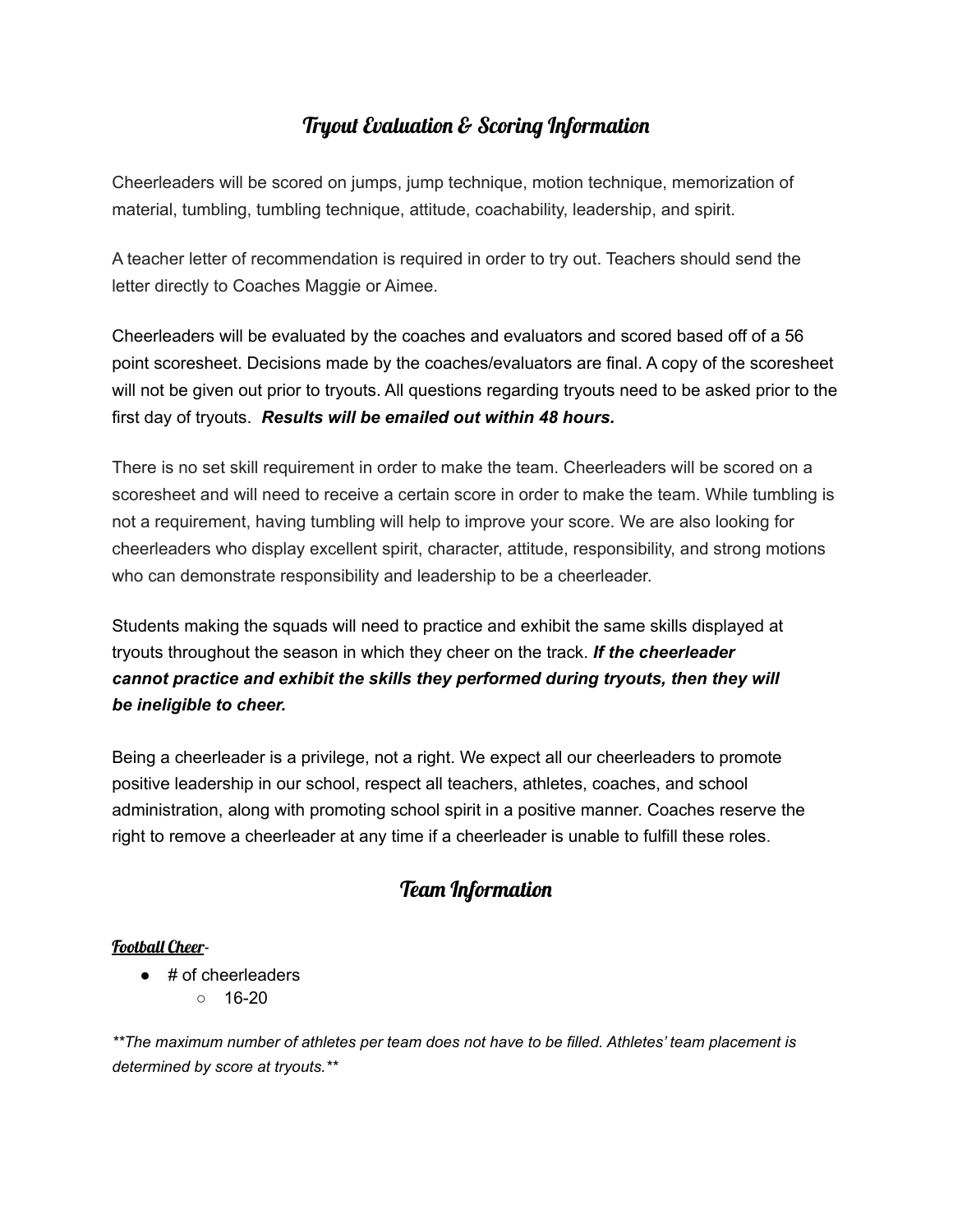## Tryout Evaluation & Scoring Information

Cheerleaders will be scored on jumps, jump technique, motion technique, memorization of material, tumbling, tumbling technique, attitude, coachability, leadership, and spirit.

A teacher letter of recommendation is required in order to try out. Teachers should send the letter directly to Coaches Maggie or Aimee.

Cheerleaders will be evaluated by the coaches and evaluators and scored based off of a 56 point scoresheet. Decisions made by the coaches/evaluators are final. A copy of the scoresheet will not be given out prior to tryouts. All questions regarding tryouts need to be asked prior to the first day of tryouts. ***Results will be emailed out within 48 hours.***

There is no set skill requirement in order to make the team. Cheerleaders will be scored on a scoresheet and will need to receive a certain score in order to make the team. While tumbling is not a requirement, having tumbling will help to improve your score. We are also looking for cheerleaders who display excellent spirit, character, attitude, responsibility, and strong motions who can demonstrate responsibility and leadership to be a cheerleader.

Students making the squads will need to practice and exhibit the same skills displayed at tryouts throughout the season in which they cheer on the track. ***If the cheerleader cannot practice and exhibit the skills they performed during tryouts, then they will be ineligible to cheer.***

Being a cheerleader is a privilege, not a right. We expect all our cheerleaders to promote positive leadership in our school, respect all teachers, athletes, coaches, and school administration, along with promoting school spirit in a positive manner. Coaches reserve the right to remove a cheerleader at any time if a cheerleader is unable to fulfill these roles.

## Team Information

### Football Cheer-

- # of cheerleaders
  - 16-20

*\*\*The maximum number of athletes per team does not have to be filled. Athletes' team placement is determined by score at tryouts.\*\**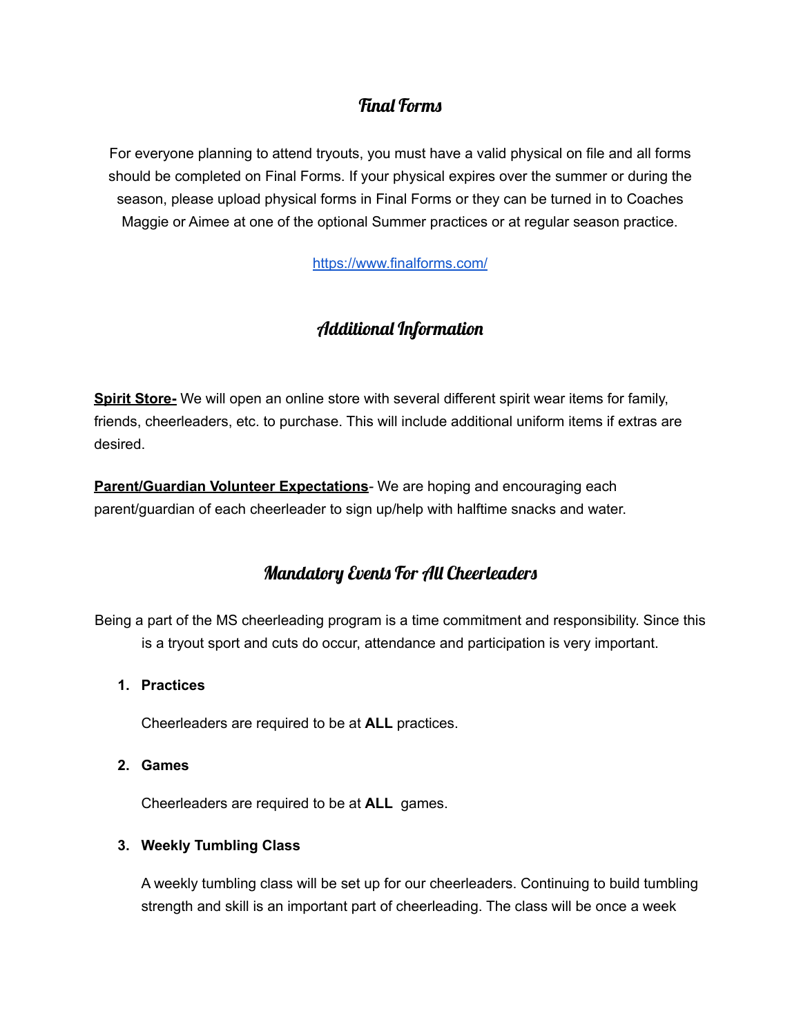## Final Forms

For everyone planning to attend tryouts, you must have a valid physical on file and all forms should be completed on Final Forms. If your physical expires over the summer or during the season, please upload physical forms in Final Forms or they can be turned in to Coaches Maggie or Aimee at one of the optional Summer practices or at regular season practice.

[https://www.finalforms.com/](https://www.finalforms.com/)

## Additional Information

**Spirit Store-** We will open an online store with several different spirit wear items for family, friends, cheerleaders, etc. to purchase. This will include additional uniform items if extras are desired.

**Parent/Guardian Volunteer Expectations**- We are hoping and encouraging each parent/guardian of each cheerleader to sign up/help with halftime snacks and water.

## Mandatory Events For All Cheerleaders

Being a part of the MS cheerleading program is a time commitment and responsibility. Since this is a tryout sport and cuts do occur, attendance and participation is very important.

1. **Practices**

   Cheerleaders are required to be at **ALL** practices.

2. **Games**

   Cheerleaders are required to be at **ALL** games.

3. **Weekly Tumbling Class**

   A weekly tumbling class will be set up for our cheerleaders. Continuing to build tumbling strength and skill is an important part of cheerleading. The class will be once a week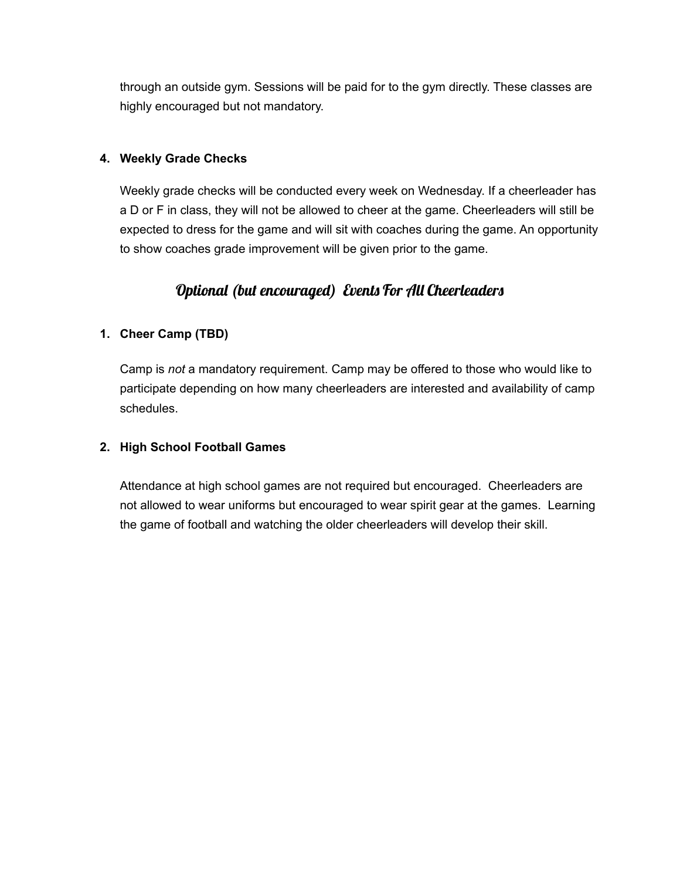through an outside gym. Sessions will be paid for to the gym directly. These classes are highly encouraged but not mandatory.

4. **Weekly Grade Checks**

   Weekly grade checks will be conducted every week on Wednesday. If a cheerleader has a D or F in class, they will not be allowed to cheer at the game. Cheerleaders will still be expected to dress for the game and will sit with coaches during the game. An opportunity to show coaches grade improvement will be given prior to the game.

## Optional (but encouraged) Events For All Cheerleaders

1. **Cheer Camp (TBD)**

   Camp is *not* a mandatory requirement. Camp may be offered to those who would like to participate depending on how many cheerleaders are interested and availability of camp schedules.

2. **High School Football Games**

   Attendance at high school games are not required but encouraged. Cheerleaders are not allowed to wear uniforms but encouraged to wear spirit gear at the games. Learning the game of football and watching the older cheerleaders will develop their skill.